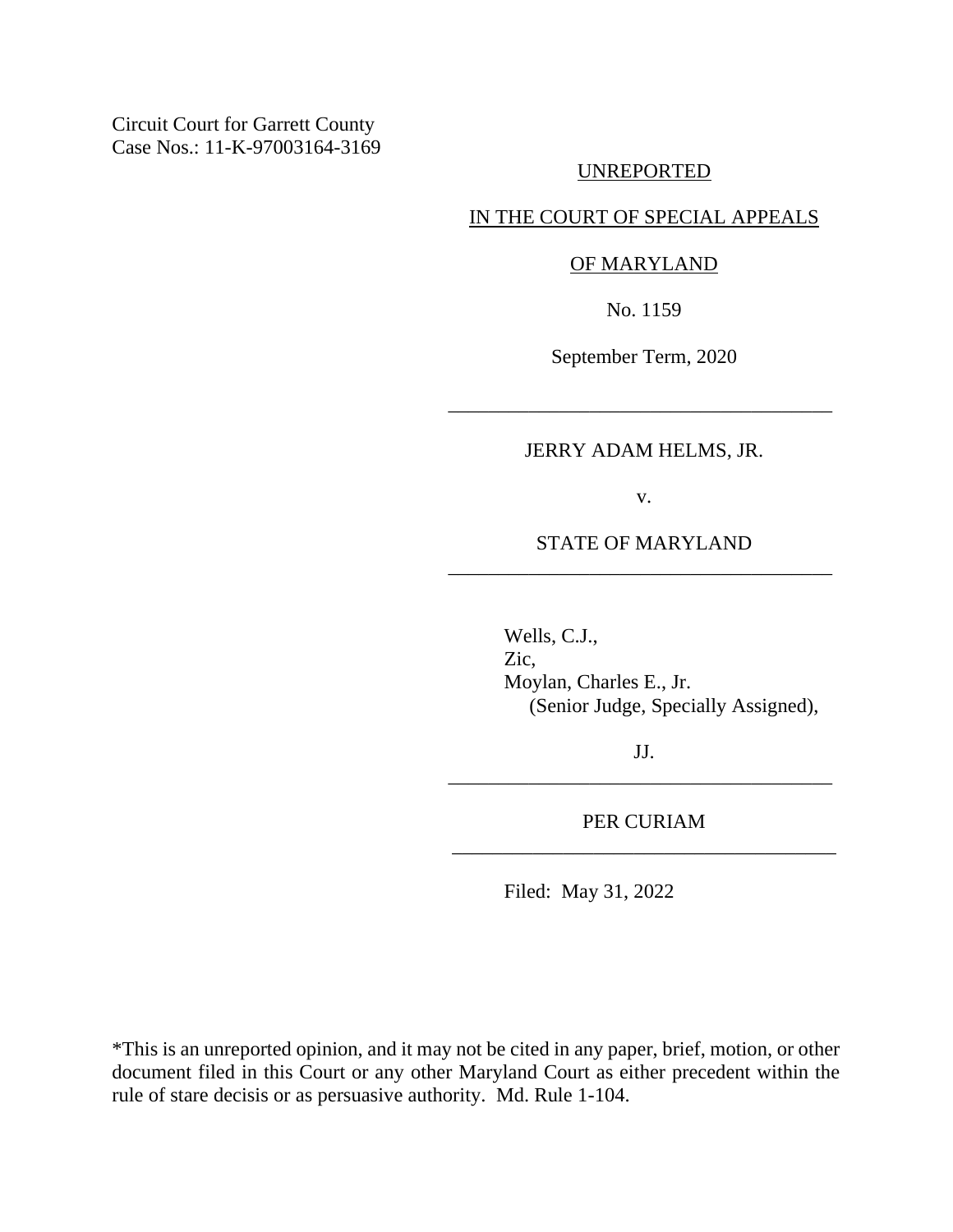Circuit Court for Garrett County
Case Nos.: 11-K-97003164-3169

UNREPORTED

IN THE COURT OF SPECIAL APPEALS

OF MARYLAND

No. 1159

September Term, 2020

---

JERRY ADAM HELMS, JR.

v.

STATE OF MARYLAND

---

Wells, C.J.,
Zic,
Moylan, Charles E., Jr.
(Senior Judge, Specially Assigned),

JJ.

---

PER CURIAM

---

Filed: May 31, 2022

*This is an unreported opinion, and it may not be cited in any paper, brief, motion, or other document filed in this Court or any other Maryland Court as either precedent within the rule of stare decisis or as persuasive authority. Md. Rule 1-104.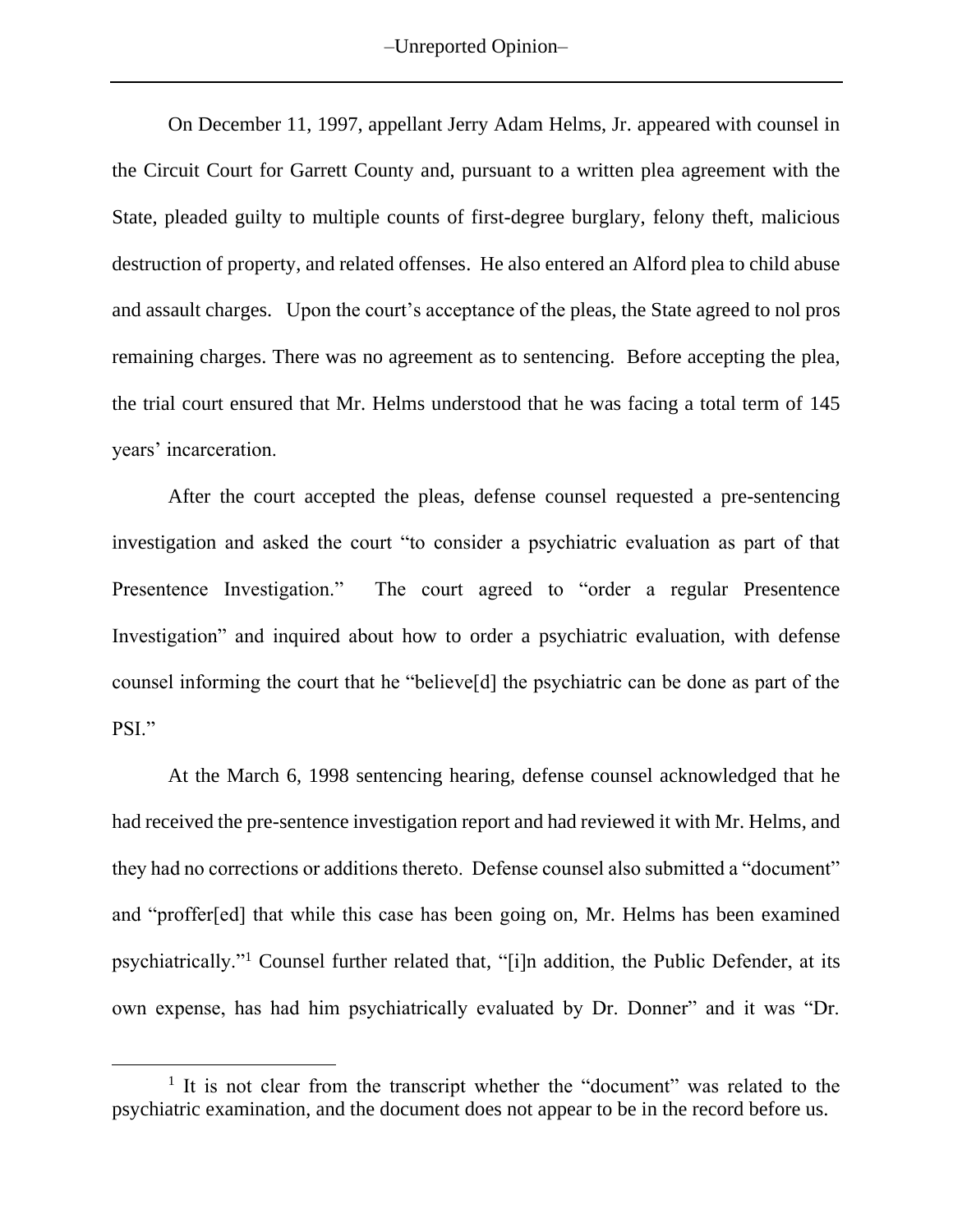On December 11, 1997, appellant Jerry Adam Helms, Jr. appeared with counsel in the Circuit Court for Garrett County and, pursuant to a written plea agreement with the State, pleaded guilty to multiple counts of first-degree burglary, felony theft, malicious destruction of property, and related offenses. He also entered an Alford plea to child abuse and assault charges. Upon the court's acceptance of the pleas, the State agreed to nol pros remaining charges. There was no agreement as to sentencing. Before accepting the plea, the trial court ensured that Mr. Helms understood that he was facing a total term of 145 years' incarceration.

After the court accepted the pleas, defense counsel requested a pre-sentencing investigation and asked the court "to consider a psychiatric evaluation as part of that Presentence Investigation." The court agreed to "order a regular Presentence Investigation" and inquired about how to order a psychiatric evaluation, with defense counsel informing the court that he "believe[d] the psychiatric can be done as part of the PSI."

At the March 6, 1998 sentencing hearing, defense counsel acknowledged that he had received the pre-sentence investigation report and had reviewed it with Mr. Helms, and they had no corrections or additions thereto. Defense counsel also submitted a "document" and "proffer[ed] that while this case has been going on, Mr. Helms has been examined psychiatrically."[1] Counsel further related that, "[i]n addition, the Public Defender, at its own expense, has had him psychiatrically evaluated by Dr. Donner" and it was "Dr.

[1] It is not clear from the transcript whether the "document" was related to the psychiatric examination, and the document does not appear to be in the record before us.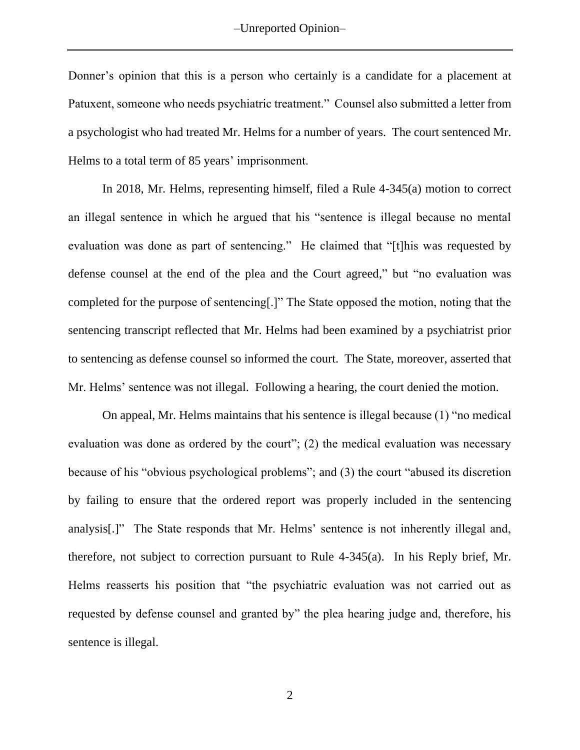Donner's opinion that this is a person who certainly is a candidate for a placement at Patuxent, someone who needs psychiatric treatment." Counsel also submitted a letter from a psychologist who had treated Mr. Helms for a number of years. The court sentenced Mr. Helms to a total term of 85 years' imprisonment.

In 2018, Mr. Helms, representing himself, filed a Rule 4-345(a) motion to correct an illegal sentence in which he argued that his "sentence is illegal because no mental evaluation was done as part of sentencing." He claimed that "[t]his was requested by defense counsel at the end of the plea and the Court agreed," but "no evaluation was completed for the purpose of sentencing[.]" The State opposed the motion, noting that the sentencing transcript reflected that Mr. Helms had been examined by a psychiatrist prior to sentencing as defense counsel so informed the court. The State, moreover, asserted that Mr. Helms' sentence was not illegal. Following a hearing, the court denied the motion.

On appeal, Mr. Helms maintains that his sentence is illegal because (1) "no medical evaluation was done as ordered by the court"; (2) the medical evaluation was necessary because of his "obvious psychological problems"; and (3) the court "abused its discretion by failing to ensure that the ordered report was properly included in the sentencing analysis[.]" The State responds that Mr. Helms' sentence is not inherently illegal and, therefore, not subject to correction pursuant to Rule 4-345(a). In his Reply brief, Mr. Helms reasserts his position that "the psychiatric evaluation was not carried out as requested by defense counsel and granted by" the plea hearing judge and, therefore, his sentence is illegal.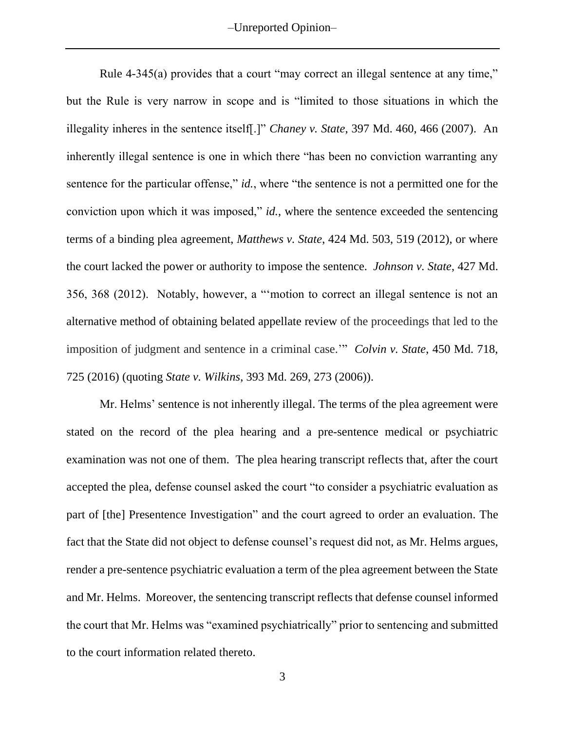Rule 4-345(a) provides that a court "may correct an illegal sentence at any time," but the Rule is very narrow in scope and is "limited to those situations in which the illegality inheres in the sentence itself[.]" *Chaney v. State*, 397 Md. 460, 466 (2007). An inherently illegal sentence is one in which there "has been no conviction warranting any sentence for the particular offense," *id.*, where "the sentence is not a permitted one for the conviction upon which it was imposed," *id.*, where the sentence exceeded the sentencing terms of a binding plea agreement, *Matthews v. State*, 424 Md. 503, 519 (2012), or where the court lacked the power or authority to impose the sentence. *Johnson v. State*, 427 Md. 356, 368 (2012). Notably, however, a "'motion to correct an illegal sentence is not an alternative method of obtaining belated appellate review of the proceedings that led to the imposition of judgment and sentence in a criminal case.'" *Colvin v. State*, 450 Md. 718, 725 (2016) (quoting *State v. Wilkins*, 393 Md. 269, 273 (2006)).

Mr. Helms' sentence is not inherently illegal. The terms of the plea agreement were stated on the record of the plea hearing and a pre-sentence medical or psychiatric examination was not one of them. The plea hearing transcript reflects that, after the court accepted the plea, defense counsel asked the court "to consider a psychiatric evaluation as part of [the] Presentence Investigation" and the court agreed to order an evaluation. The fact that the State did not object to defense counsel's request did not, as Mr. Helms argues, render a pre-sentence psychiatric evaluation a term of the plea agreement between the State and Mr. Helms. Moreover, the sentencing transcript reflects that defense counsel informed the court that Mr. Helms was "examined psychiatrically" prior to sentencing and submitted to the court information related thereto.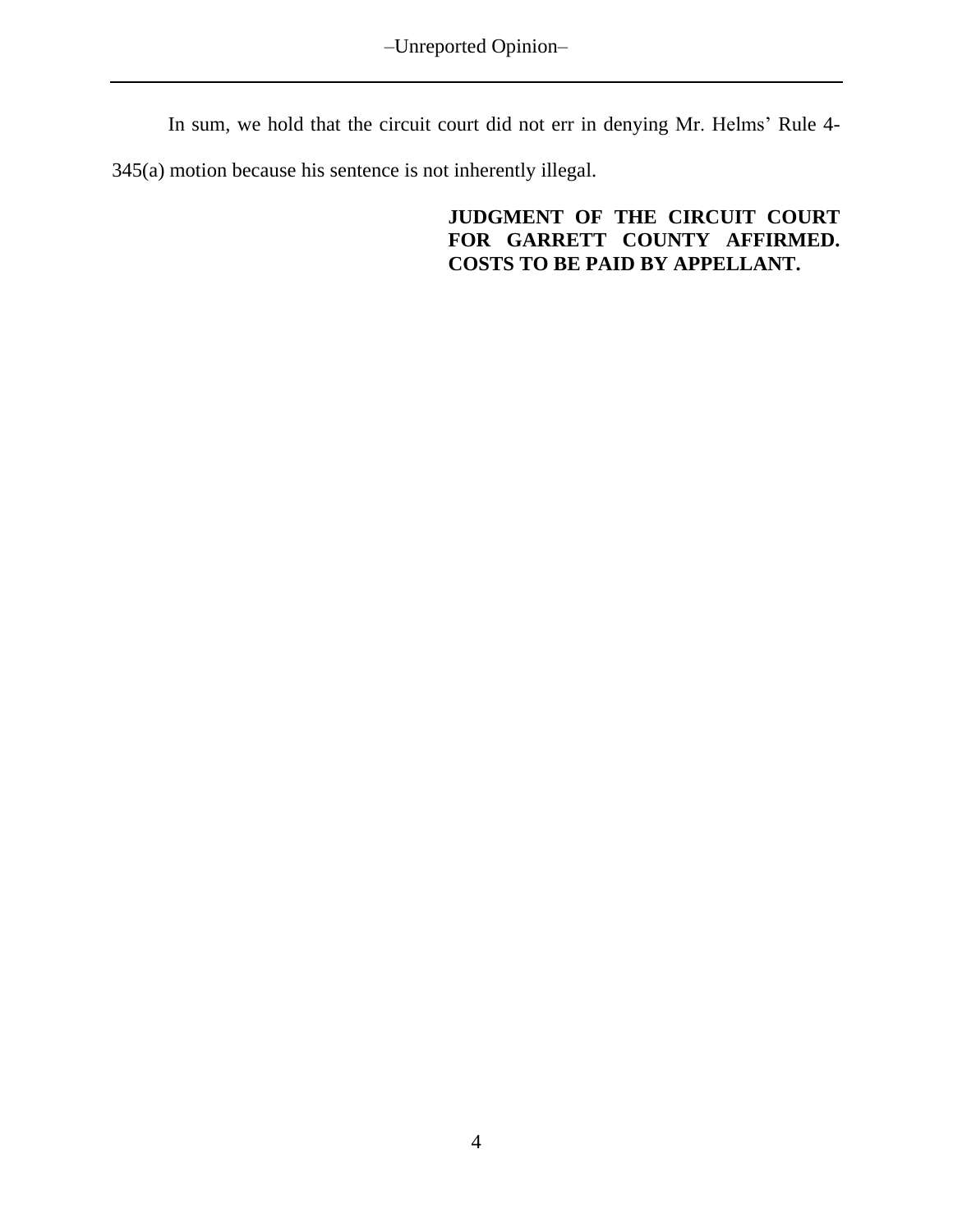In sum, we hold that the circuit court did not err in denying Mr. Helms' Rule 4-345(a) motion because his sentence is not inherently illegal.

**JUDGMENT OF THE CIRCUIT COURT FOR GARRETT COUNTY AFFIRMED. COSTS TO BE PAID BY APPELLANT.**